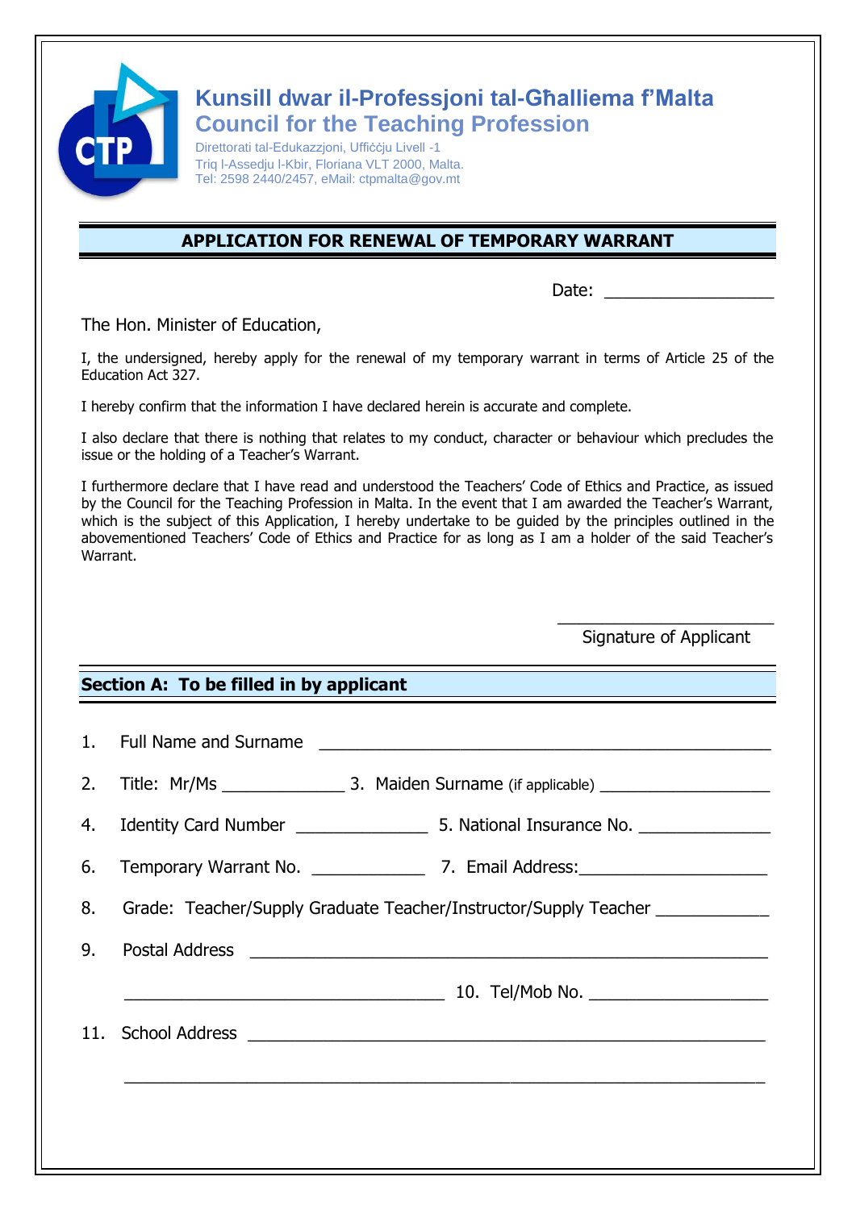**Kunsill dwar il-Professjoni tal-Għalliema f'Malta**
**Council for the Teaching Profession**

Direttorati tal-Edukazzjoni, Uffiċċju Livell -1
Triq l-Assedju l-Kbir, Floriana VLT 2000, Malta.
Tel: 2598 2440/2457, eMail: ctpmalta@gov.mt

## APPLICATION FOR RENEWAL OF TEMPORARY WARRANT

Date: ________________

The Hon. Minister of Education,

I, the undersigned, hereby apply for the renewal of my temporary warrant in terms of Article 25 of the Education Act 327.

I hereby confirm that the information I have declared herein is accurate and complete.

I also declare that there is nothing that relates to my conduct, character or behaviour which precludes the issue or the holding of a Teacher's Warrant.

I furthermore declare that I have read and understood the Teachers' Code of Ethics and Practice, as issued by the Council for the Teaching Profession in Malta. In the event that I am awarded the Teacher's Warrant, which is the subject of this Application, I hereby undertake to be guided by the principles outlined in the abovementioned Teachers' Code of Ethics and Practice for as long as I am a holder of the said Teacher's Warrant.

______________________
Signature of Applicant

### Section A: To be filled in by applicant

1. Full Name and Surname ______________________________________________
2. Title: Mr/Ms ____________ 3. Maiden Surname (if applicable) ________________
4. Identity Card Number _____________ 5. National Insurance No. _____________
6. Temporary Warrant No. ___________ 7. Email Address: __________________
8. Grade: Teacher/Supply Graduate Teacher/Instructor/Supply Teacher ___________
9. Postal Address ___________________________________________________

   _________________________________ 10. Tel/Mob No. __________________
11. School Address __________________________________________________

   ______________________________________________________________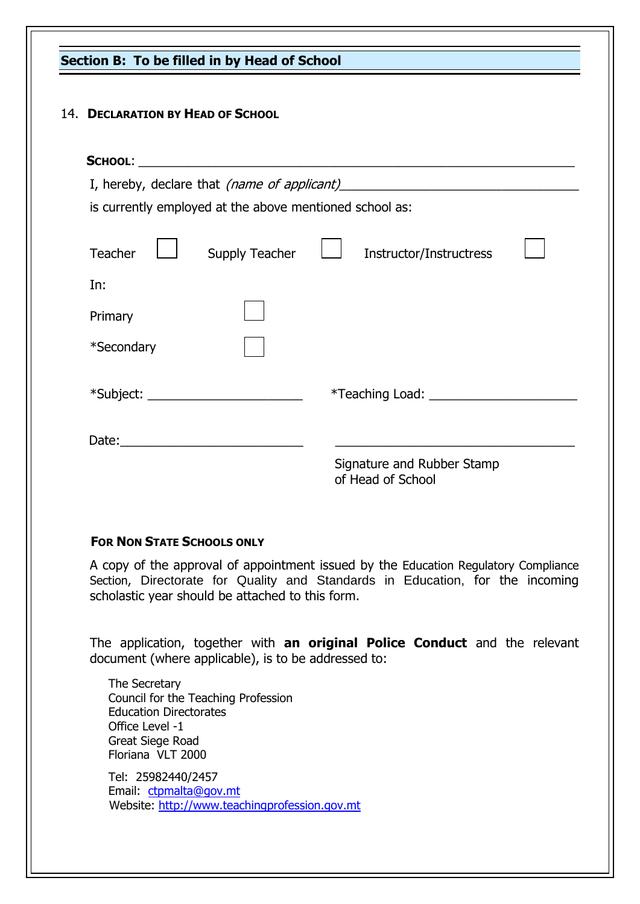## Section B: To be filled in by Head of School

14. **DECLARATION BY HEAD OF SCHOOL**

**SCHOOL**: ____________________________________________________________

I, hereby, declare that *(name of applicant)*________________________________

is currently employed at the above mentioned school as:

Teacher ☐ Supply Teacher ☐ Instructor/Instructress ☐

In:

Primary ☐

*Secondary ☐

*Subject: ______________________ *Teaching Load: ____________________

Date:__________________________ ____________________________________

Signature and Rubber Stamp of Head of School

**FOR NON STATE SCHOOLS ONLY**

A copy of the approval of appointment issued by the Education Regulatory Compliance Section, Directorate for Quality and Standards in Education, for the incoming scholastic year should be attached to this form.

The application, together with **an original Police Conduct** and the relevant document (where applicable), is to be addressed to:

The Secretary  
Council for the Teaching Profession  
Education Directorates  
Office Level -1  
Great Siege Road  
Floriana VLT 2000

Tel: 25982440/2457  
Email: ctpmalta@gov.mt  
Website: http://www.teachingprofession.gov.mt